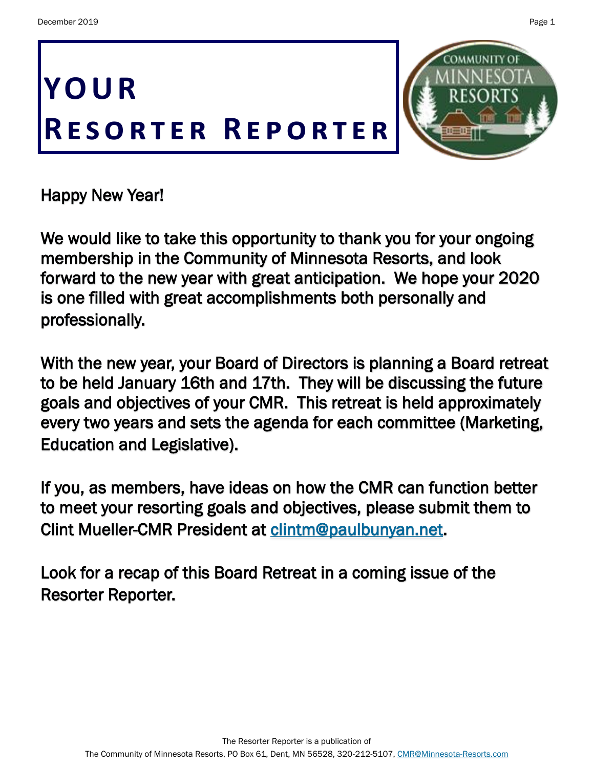# YOUR RESORTER REPORTER

Happy New Year!

We would like to take this opportunity to thank you for your ongoing membership in the Community of Minnesota Resorts, and look forward to the new year with great anticipation. We hope your 2020 is one filled with great accomplishments both personally and professionally.

With the new year, your Board of Directors is planning a Board retreat to be held January 16th and 17th. They will be discussing the future goals and objectives of your CMR. This retreat is held approximately every two years and sets the agenda for each committee (Marketing, Education and Legislative).

If you, as members, have ideas on how the CMR can function better to meet your resorting goals and objectives, please submit them to Clint Mueller-CMR President at clintm@paulbunyan.net.

Look for a recap of this Board Retreat in a coming issue of the Resorter Reporter.

The Resorter Reporter is a publication of
The Community of Minnesota Resorts, PO Box 61, Dent, MN 56528, 320-212-5107, CMR@Minnesota-Resorts.com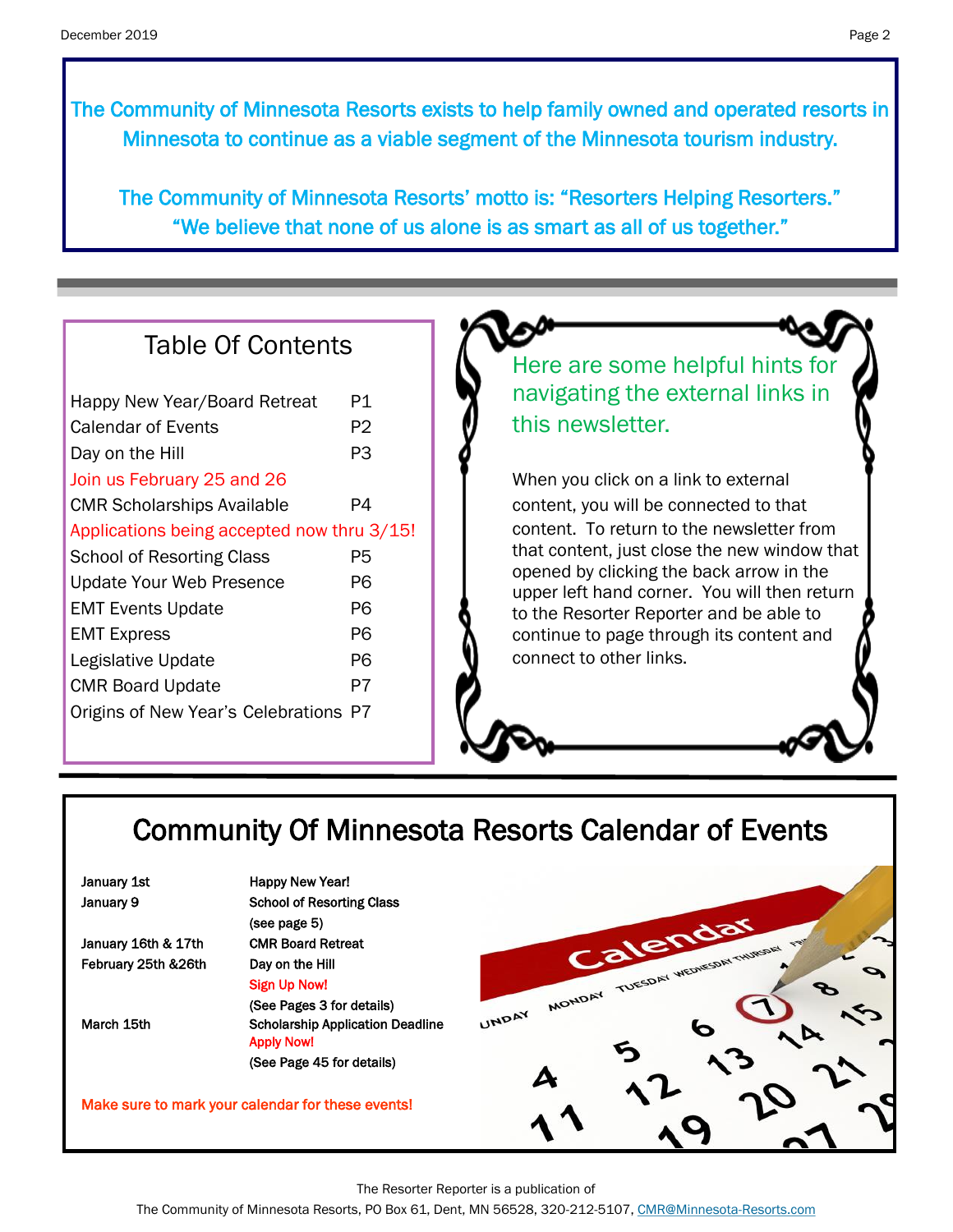The Community of Minnesota Resorts exists to help family owned and operated resorts in Minnesota to continue as a viable segment of the Minnesota tourism industry.

The Community of Minnesota Resorts' motto is: "Resorters Helping Resorters." "We believe that none of us alone is as smart as all of us together."

## Table Of Contents

| | |
|---|---|
| Happy New Year/Board Retreat | P1 |
| Calendar of Events | P2 |
| Day on the Hill | P3 |
| Join us February 25 and 26 | |
| CMR Scholarships Available | P4 |
| Applications being accepted now thru 3/15! | |
| School of Resorting Class | P5 |
| Update Your Web Presence | P6 |
| EMT Events Update | P6 |
| EMT Express | P6 |
| Legislative Update | P6 |
| CMR Board Update | P7 |
| Origins of New Year's Celebrations | P7 |

### Here are some helpful hints for navigating the external links in this newsletter.

When you click on a link to external content, you will be connected to that content. To return to the newsletter from that content, just close the new window that opened by clicking the back arrow in the upper left hand corner. You will then return to the Resorter Reporter and be able to continue to page through its content and connect to other links.

## Community Of Minnesota Resorts Calendar of Events

| | |
|---|---|
| **January 1st** | **Happy New Year!** |
| **January 9** | **School of Resorting Class** (see page 5) |
| **January 16th & 17th** | **CMR Board Retreat** |
| **February 25th &26th** | **Day on the Hill** **Sign Up Now!** (See Pages 3 for details) |
| **March 15th** | **Scholarship Application Deadline** **Apply Now!** (See Page 45 for details) |

**Make sure to mark your calendar for these events!**

The Resorter Reporter is a publication of The Community of Minnesota Resorts, PO Box 61, Dent, MN 56528, 320-212-5107, CMR@Minnesota-Resorts.com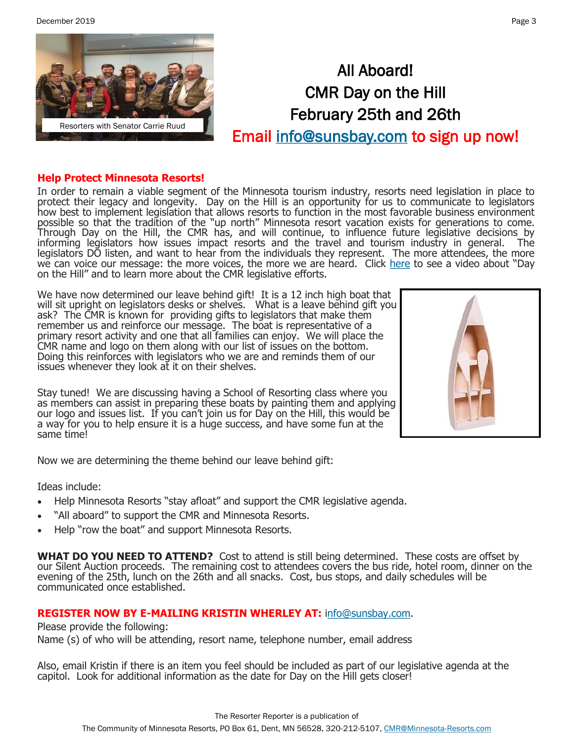Resorters with Senator Carrie Ruud

# All Aboard!
# CMR Day on the Hill
# February 25th and 26th

**Email info@sunsbay.com to sign up now!**

### Help Protect Minnesota Resorts!

In order to remain a viable segment of the Minnesota tourism industry, resorts need legislation in place to protect their legacy and longevity. Day on the Hill is an opportunity for us to communicate to legislators how best to implement legislation that allows resorts to function in the most favorable business environment possible so that the tradition of the "up north" Minnesota resort vacation exists for generations to come. Through Day on the Hill, the CMR has, and will continue, to influence future legislative decisions by informing legislators how issues impact resorts and the travel and tourism industry in general. The legislators DO listen, and want to hear from the individuals they represent. The more attendees, the more we can voice our message: the more voices, the more we are heard. Click here to see a video about "Day on the Hill" and to learn more about the CMR legislative efforts.

We have now determined our leave behind gift! It is a 12 inch high boat that will sit upright on legislators desks or shelves. What is a leave behind gift you ask? The CMR is known for providing gifts to legislators that make them remember us and reinforce our message. The boat is representative of a primary resort activity and one that all families can enjoy. We will place the CMR name and logo on them along with our list of issues on the bottom. Doing this reinforces with legislators who we are and reminds them of our issues whenever they look at it on their shelves.

Stay tuned! We are discussing having a School of Resorting class where you as members can assist in preparing these boats by painting them and applying our logo and issues list. If you can't join us for Day on the Hill, this would be a way for you to help ensure it is a huge success, and have some fun at the same time!

Now we are determining the theme behind our leave behind gift:

Ideas include:

- Help Minnesota Resorts "stay afloat" and support the CMR legislative agenda.
- "All aboard" to support the CMR and Minnesota Resorts.
- Help "row the boat" and support Minnesota Resorts.

**WHAT DO YOU NEED TO ATTEND?** Cost to attend is still being determined. These costs are offset by our Silent Auction proceeds. The remaining cost to attendees covers the bus ride, hotel room, dinner on the evening of the 25th, lunch on the 26th and all snacks. Cost, bus stops, and daily schedules will be communicated once established.

**REGISTER NOW BY E-MAILING KRISTIN WHERLEY AT:** info@sunsbay.com.

Please provide the following:

Name (s) of who will be attending, resort name, telephone number, email address

Also, email Kristin if there is an item you feel should be included as part of our legislative agenda at the capitol. Look for additional information as the date for Day on the Hill gets closer!

The Resorter Reporter is a publication of

The Community of Minnesota Resorts, PO Box 61, Dent, MN 56528, 320-212-5107, CMR@Minnesota-Resorts.com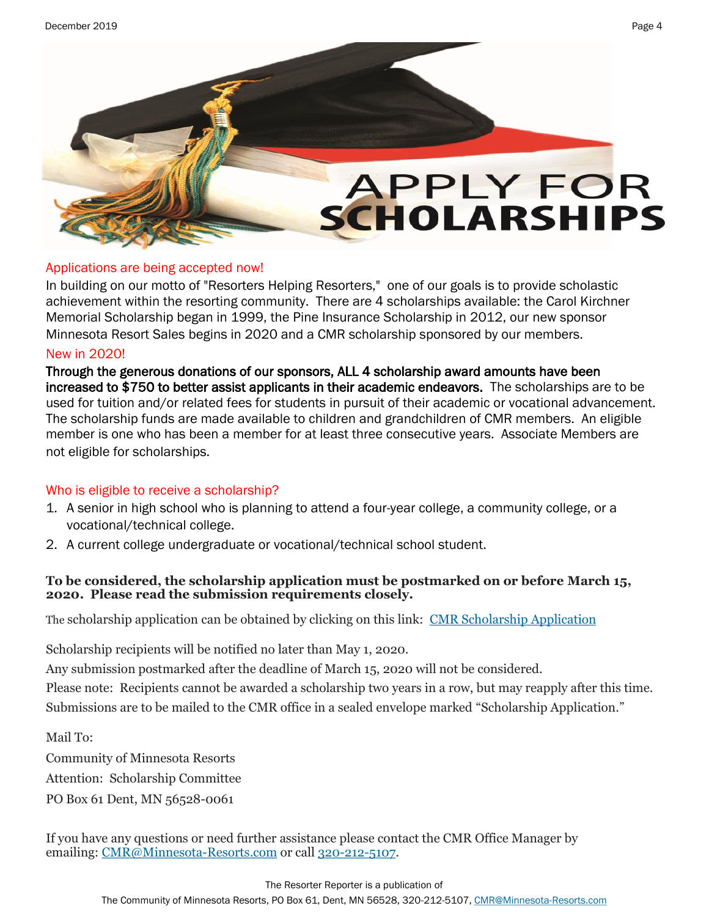# APPLY FOR SCHOLARSHIPS

## Applications are being accepted now!

In building on our motto of "Resorters Helping Resorters," one of our goals is to provide scholastic achievement within the resorting community. There are 4 scholarships available: the Carol Kirchner Memorial Scholarship began in 1999, the Pine Insurance Scholarship in 2012, our new sponsor Minnesota Resort Sales begins in 2020 and a CMR scholarship sponsored by our members.

## New in 2020!

**Through the generous donations of our sponsors, ALL 4 scholarship award amounts have been increased to $750 to better assist applicants in their academic endeavors.** The scholarships are to be used for tuition and/or related fees for students in pursuit of their academic or vocational advancement. The scholarship funds are made available to children and grandchildren of CMR members. An eligible member is one who has been a member for at least three consecutive years. Associate Members are not eligible for scholarships.

## Who is eligible to receive a scholarship?

1. A senior in high school who is planning to attend a four-year college, a community college, or a vocational/technical college.
2. A current college undergraduate or vocational/technical school student.

**To be considered, the scholarship application must be postmarked on or before March 15, 2020. Please read the submission requirements closely.**

The scholarship application can be obtained by clicking on this link: [CMR Scholarship Application]

Scholarship recipients will be notified no later than May 1, 2020.

Any submission postmarked after the deadline of March 15, 2020 will not be considered.

Please note: Recipients cannot be awarded a scholarship two years in a row, but may reapply after this time.

Submissions are to be mailed to the CMR office in a sealed envelope marked "Scholarship Application."

Mail To:

Community of Minnesota Resorts

Attention: Scholarship Committee

PO Box 61 Dent, MN 56528-0061

If you have any questions or need further assistance please contact the CMR Office Manager by emailing: CMR@Minnesota-Resorts.com or call 320-212-5107.

The Resorter Reporter is a publication of

The Community of Minnesota Resorts, PO Box 61, Dent, MN 56528, 320-212-5107, CMR@Minnesota-Resorts.com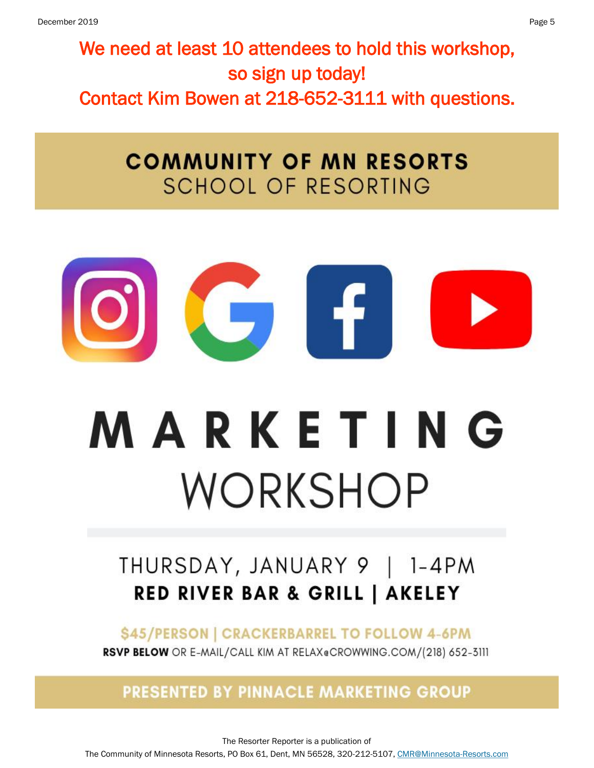**We need at least 10 attendees to hold this workshop, so sign up today!**

**Contact Kim Bowen at 218-652-3111 with questions.**

# COMMUNITY OF MN RESORTS
## SCHOOL OF RESORTING

# MARKETING WORKSHOP

THURSDAY, JANUARY 9 | 1-4PM

**RED RIVER BAR & GRILL | AKELEY**

**$45/PERSON | CRACKERBARREL TO FOLLOW 4-6PM**

**RSVP BELOW** OR E-MAIL/CALL KIM AT RELAX@CROWWING.COM/(218) 652-3111

**PRESENTED BY PINNACLE MARKETING GROUP**

The Resorter Reporter is a publication of
The Community of Minnesota Resorts, PO Box 61, Dent, MN 56528, 320-212-5107, CMR@Minnesota-Resorts.com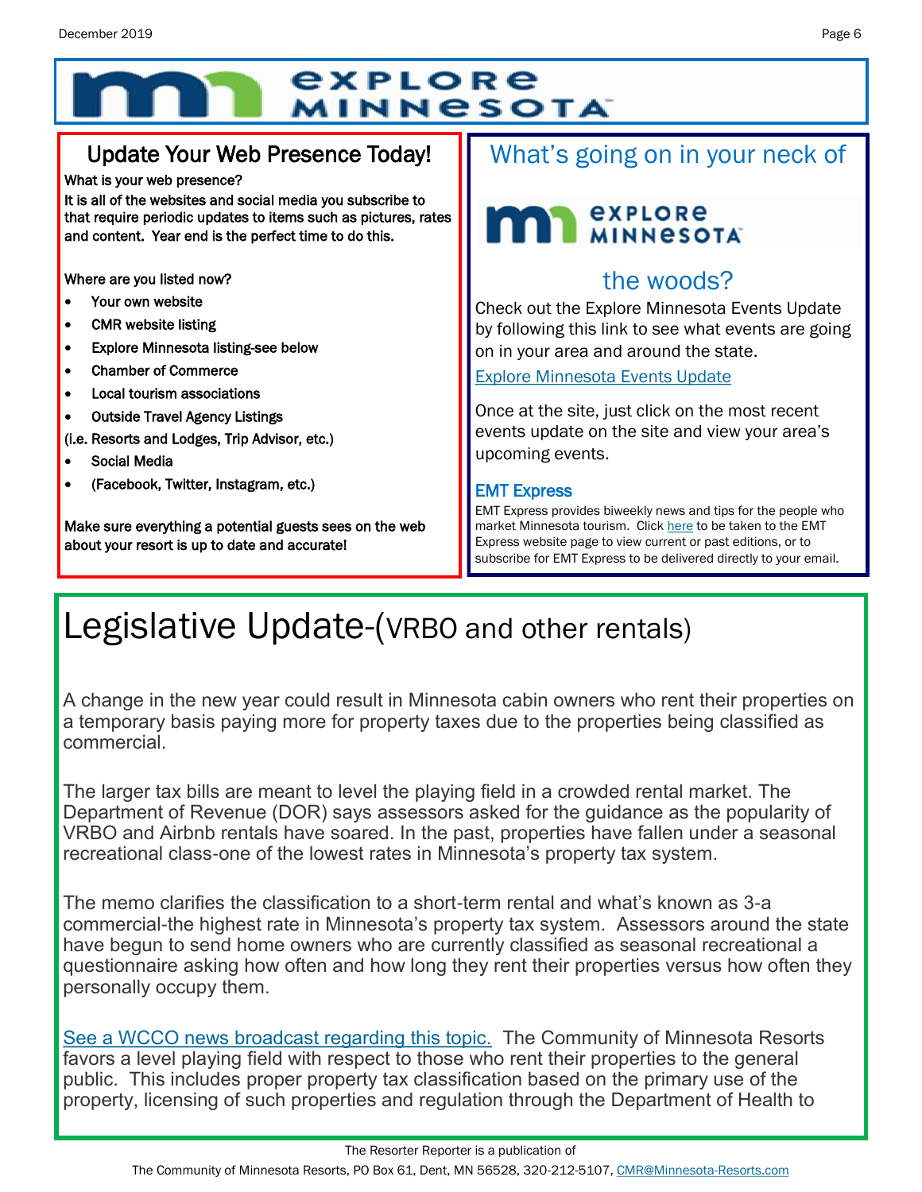# EXPLORE MINNESOTA

## Update Your Web Presence Today!

**What is your web presence?**
**It is all of the websites and social media you subscribe to that require periodic updates to items such as pictures, rates and content. Year end is the perfect time to do this.**

**Where are you listed now?**

- **Your own website**
- **CMR website listing**
- **Explore Minnesota listing-see below**
- **Chamber of Commerce**
- **Local tourism associations**
- **Outside Travel Agency Listings**

**(i.e. Resorts and Lodges, Trip Advisor, etc.)**

- **Social Media**
- **(Facebook, Twitter, Instagram, etc.)**

**Make sure everything a potential guests sees on the web about your resort is up to date and accurate!**

## What's going on in your neck of the woods?

EXPLORE MINNESOTA

Check out the Explore Minnesota Events Update by following this link to see what events are going on in your area and around the state.

[Explore Minnesota Events Update]

Once at the site, just click on the most recent events update on the site and view your area's upcoming events.

### EMT Express

EMT Express provides biweekly news and tips for the people who market Minnesota tourism. Click [here] to be taken to the EMT Express website page to view current or past editions, or to subscribe for EMT Express to be delivered directly to your email.

# Legislative Update-(VRBO and other rentals)

A change in the new year could result in Minnesota cabin owners who rent their properties on a temporary basis paying more for property taxes due to the properties being classified as commercial.

The larger tax bills are meant to level the playing field in a crowded rental market. The Department of Revenue (DOR) says assessors asked for the guidance as the popularity of VRBO and Airbnb rentals have soared. In the past, properties have fallen under a seasonal recreational class-one of the lowest rates in Minnesota's property tax system.

The memo clarifies the classification to a short-term rental and what's known as 3-a commercial-the highest rate in Minnesota's property tax system. Assessors around the state have begun to send home owners who are currently classified as seasonal recreational a questionnaire asking how often and how long they rent their properties versus how often they personally occupy them.

[See a WCCO news broadcast regarding this topic.] The Community of Minnesota Resorts favors a level playing field with respect to those who rent their properties to the general public. This includes proper property tax classification based on the primary use of the property, licensing of such properties and regulation through the Department of Health to

The Resorter Reporter is a publication of
The Community of Minnesota Resorts, PO Box 61, Dent, MN 56528, 320-212-5107, CMR@Minnesota-Resorts.com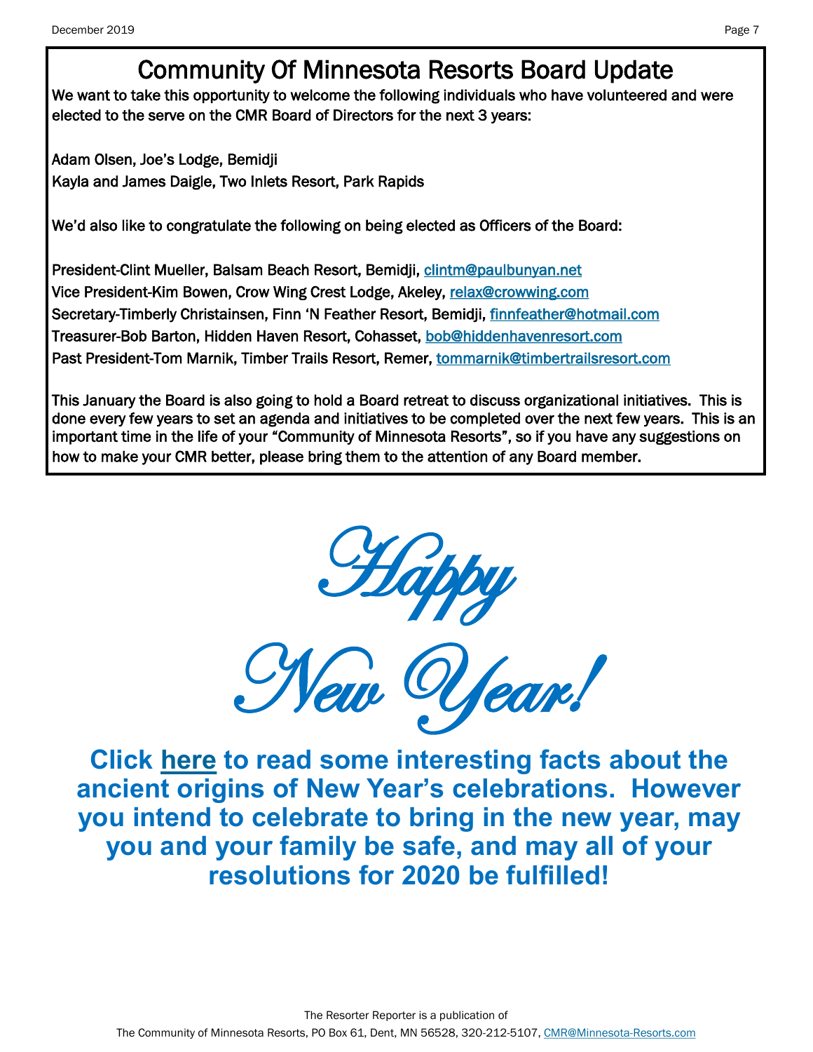# Community Of Minnesota Resorts Board Update

We want to take this opportunity to welcome the following individuals who have volunteered and were elected to the serve on the CMR Board of Directors for the next 3 years:

Adam Olsen, Joe's Lodge, Bemidji
Kayla and James Daigle, Two Inlets Resort, Park Rapids

We'd also like to congratulate the following on being elected as Officers of the Board:

President-Clint Mueller, Balsam Beach Resort, Bemidji, clintm@paulbunyan.net
Vice President-Kim Bowen, Crow Wing Crest Lodge, Akeley, relax@crowwing.com
Secretary-Timberly Christainsen, Finn 'N Feather Resort, Bemidji, finnfeather@hotmail.com
Treasurer-Bob Barton, Hidden Haven Resort, Cohasset, bob@hiddenhavenresort.com
Past President-Tom Marnik, Timber Trails Resort, Remer, tommarnik@timbertrailsresort.com

This January the Board is also going to hold a Board retreat to discuss organizational initiatives. This is done every few years to set an agenda and initiatives to be completed over the next few years. This is an important time in the life of your "Community of Minnesota Resorts", so if you have any suggestions on how to make your CMR better, please bring them to the attention of any Board member.

*Happy New Year!*

**Click here to read some interesting facts about the ancient origins of New Year's celebrations. However you intend to celebrate to bring in the new year, may you and your family be safe, and may all of your resolutions for 2020 be fulfilled!**

The Resorter Reporter is a publication of
The Community of Minnesota Resorts, PO Box 61, Dent, MN 56528, 320-212-5107, CMR@Minnesota-Resorts.com